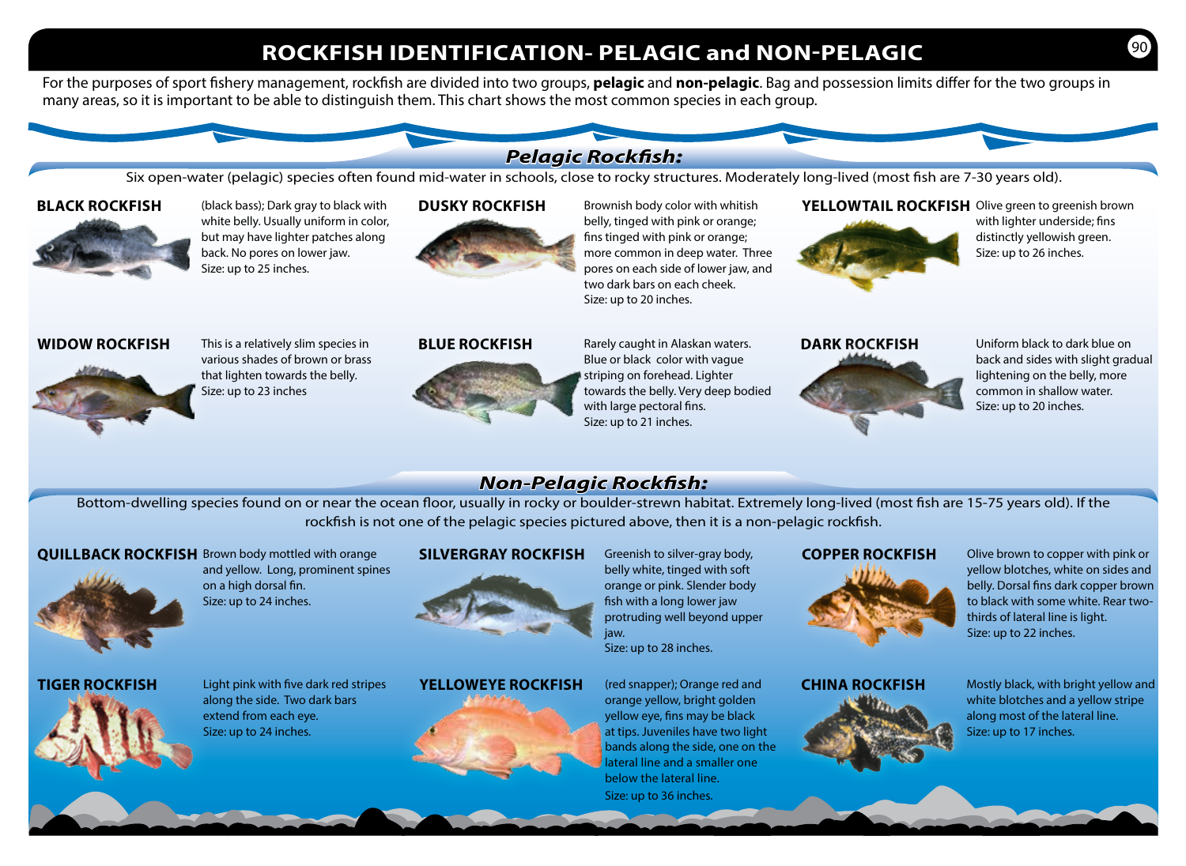# ROCKFISH IDENTIFICATION- PELAGIC and NON-PELAGIC

For the purposes of sport fishery management, rockfish are divided into two groups, **pelagic** and **non-pelagic**. Bag and possession limits differ for the two groups in many areas, so it is important to be able to distinguish them. This chart shows the most common species in each group.

## *Pelagic Rockfish:*

Six open-water (pelagic) species often found mid-water in schools, close to rocky structures. Moderately long-lived (most fish are 7-30 years old).

### BLACK ROCKFISH

(black bass); Dark gray to black with white belly. Usually uniform in color, but may have lighter patches along back. No pores on lower jaw.
Size: up to 25 inches.

### DUSKY ROCKFISH

Brownish body color with whitish belly, tinged with pink or orange; fins tinged with pink or orange; more common in deep water. Three pores on each side of lower jaw, and two dark bars on each cheek.
Size: up to 20 inches.

### YELLOWTAIL ROCKFISH

Olive green to greenish brown with lighter underside; fins distinctly yellowish green.
Size: up to 26 inches.

### WIDOW ROCKFISH

This is a relatively slim species in various shades of brown or brass that lighten towards the belly.
Size: up to 23 inches

### BLUE ROCKFISH

Rarely caught in Alaskan waters. Blue or black color with vague striping on forehead. Lighter towards the belly. Very deep bodied with large pectoral fins.
Size: up to 21 inches.

### DARK ROCKFISH

Uniform black to dark blue on back and sides with slight gradual lightening on the belly, more common in shallow water.
Size: up to 20 inches.

## *Non-Pelagic Rockfish:*

Bottom-dwelling species found on or near the ocean floor, usually in rocky or boulder-strewn habitat. Extremely long-lived (most fish are 15-75 years old). If the rockfish is not one of the pelagic species pictured above, then it is a non-pelagic rockfish.

### QUILLBACK ROCKFISH

Brown body mottled with orange and yellow. Long, prominent spines on a high dorsal fin.
Size: up to 24 inches.

### SILVERGRAY ROCKFISH

Greenish to silver-gray body, belly white, tinged with soft orange or pink. Slender body fish with a long lower jaw protruding well beyond upper jaw.
Size: up to 28 inches.

### COPPER ROCKFISH

Olive brown to copper with pink or yellow blotches, white on sides and belly. Dorsal fins dark copper brown to black with some white. Rear two-thirds of lateral line is light.
Size: up to 22 inches.

### TIGER ROCKFISH

Light pink with five dark red stripes along the side. Two dark bars extend from each eye.
Size: up to 24 inches.

### YELLOWEYE ROCKFISH

(red snapper); Orange red and orange yellow, bright golden yellow eye, fins may be black at tips. Juveniles have two light bands along the side, one on the lateral line and a smaller one below the lateral line.
Size: up to 36 inches.

### CHINA ROCKFISH

Mostly black, with bright yellow and white blotches and a yellow stripe along most of the lateral line.
Size: up to 17 inches.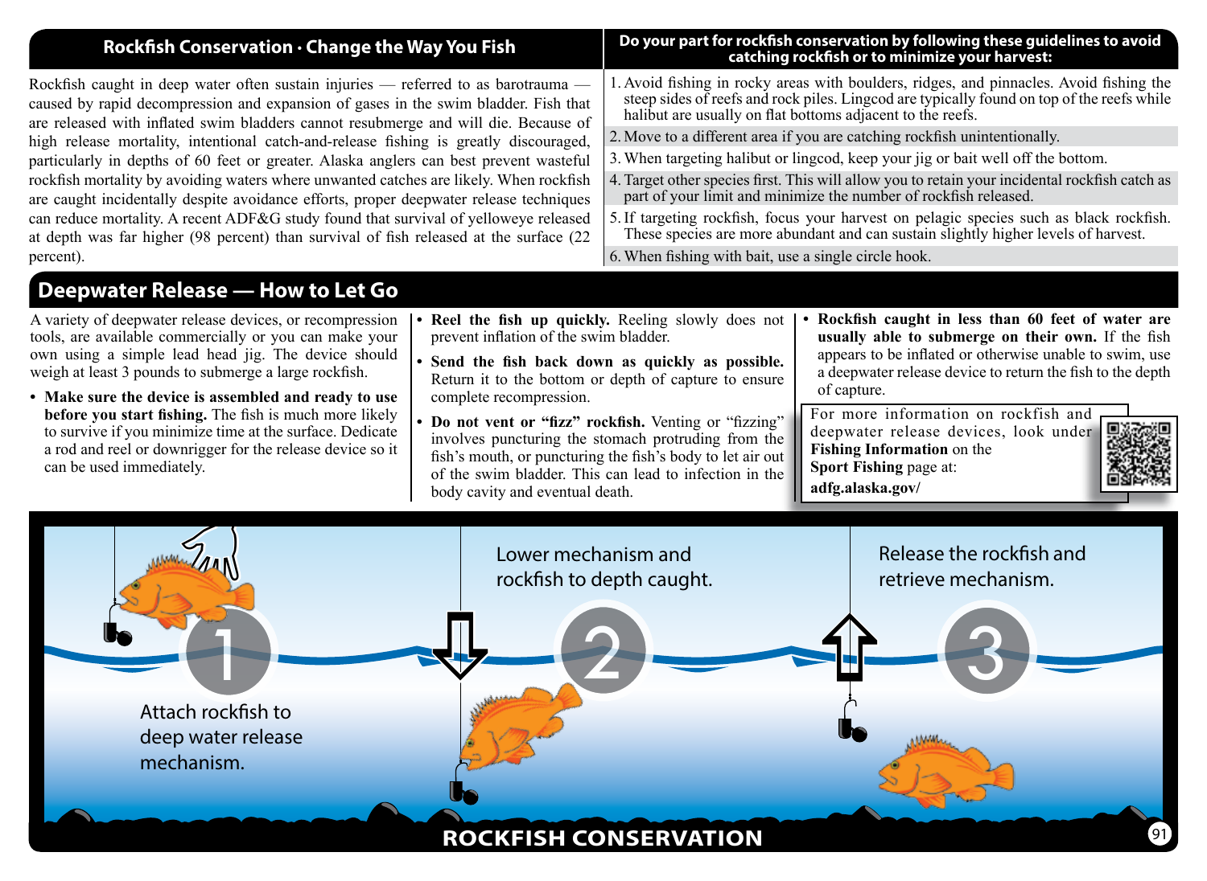## Rockfish Conservation · Change the Way You Fish

Rockfish caught in deep water often sustain injuries — referred to as barotrauma — caused by rapid decompression and expansion of gases in the swim bladder. Fish that are released with inflated swim bladders cannot resubmerge and will die. Because of high release mortality, intentional catch-and-release fishing is greatly discouraged, particularly in depths of 60 feet or greater. Alaska anglers can best prevent wasteful rockfish mortality by avoiding waters where unwanted catches are likely. When rockfish are caught incidentally despite avoidance efforts, proper deepwater release techniques can reduce mortality. A recent ADF&G study found that survival of yelloweye released at depth was far higher (98 percent) than survival of fish released at the surface (22 percent).

**Do your part for rockfish conservation by following these guidelines to avoid catching rockfish or to minimize your harvest:**

1. Avoid fishing in rocky areas with boulders, ridges, and pinnacles. Avoid fishing the steep sides of reefs and rock piles. Lingcod are typically found on top of the reefs while halibut are usually on flat bottoms adjacent to the reefs.
2. Move to a different area if you are catching rockfish unintentionally.
3. When targeting halibut or lingcod, keep your jig or bait well off the bottom.
4. Target other species first. This will allow you to retain your incidental rockfish catch as part of your limit and minimize the number of rockfish released.
5. If targeting rockfish, focus your harvest on pelagic species such as black rockfish. These species are more abundant and can sustain slightly higher levels of harvest.
6. When fishing with bait, use a single circle hook.

## Deepwater Release — How to Let Go

A variety of deepwater release devices, or recompression tools, are available commercially or you can make your own using a simple lead head jig. The device should weigh at least 3 pounds to submerge a large rockfish.

- **Make sure the device is assembled and ready to use before you start fishing.** The fish is much more likely to survive if you minimize time at the surface. Dedicate a rod and reel or downrigger for the release device so it can be used immediately.
- **Reel the fish up quickly.** Reeling slowly does not prevent inflation of the swim bladder.
- **Send the fish back down as quickly as possible.** Return it to the bottom or depth of capture to ensure complete recompression.
- **Do not vent or "fizz" rockfish.** Venting or "fizzing" involves puncturing the stomach protruding from the fish's mouth, or puncturing the fish's body to let air out of the swim bladder. This can lead to infection in the body cavity and eventual death.
- **Rockfish caught in less than 60 feet of water are usually able to submerge on their own.** If the fish appears to be inflated or otherwise unable to swim, use a deepwater release device to return the fish to the depth of capture.

For more information on rockfish and deepwater release devices, look under **Fishing Information** on the **Sport Fishing** page at: **adfg.alaska.gov/**

1 Attach rockfish to deep water release mechanism.

2 Lower mechanism and rockfish to depth caught.

3 Release the rockfish and retrieve mechanism.